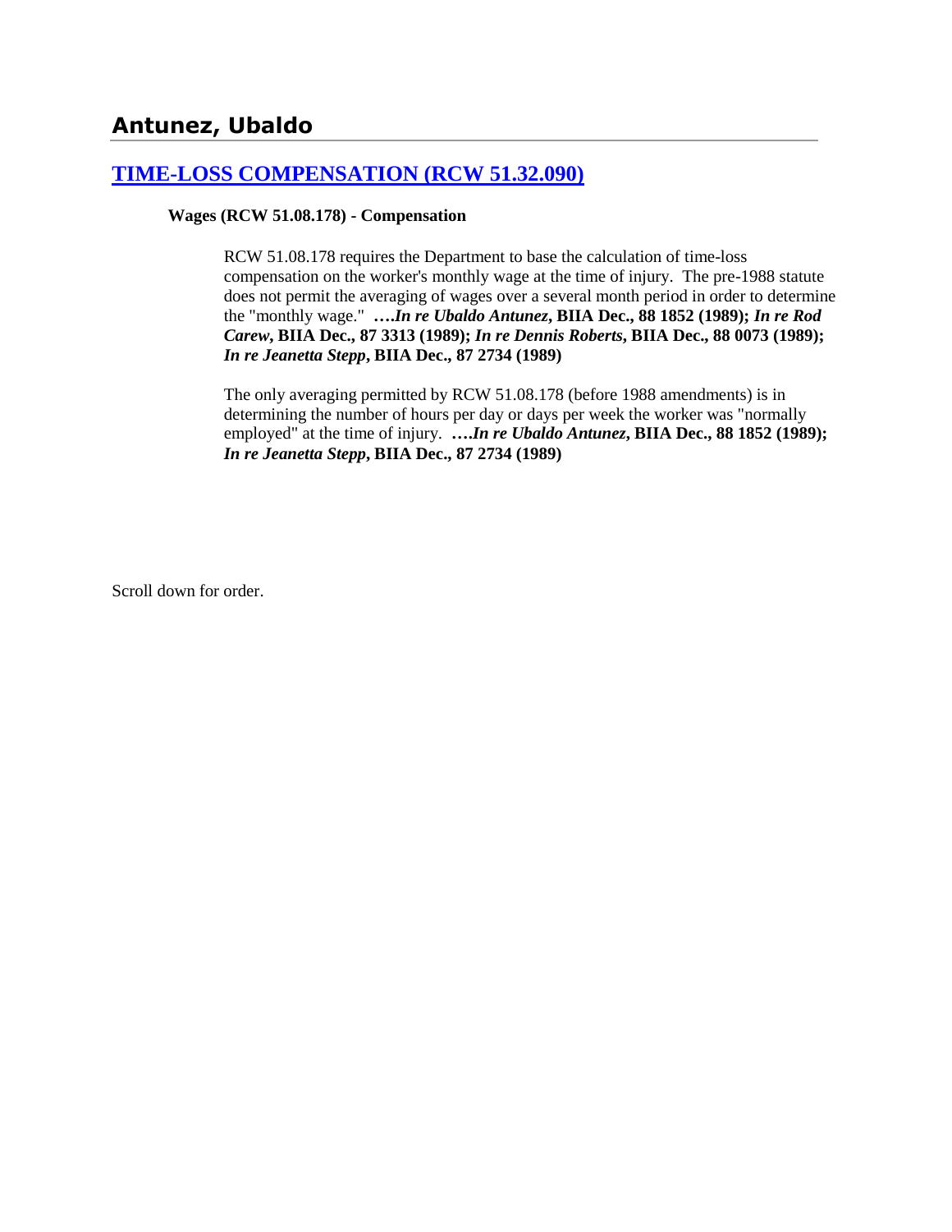## Antunez, Ubaldo

### [TIME-LOSS COMPENSATION (RCW 51.32.090)]()

**Wages (RCW 51.08.178) - Compensation**

RCW 51.08.178 requires the Department to base the calculation of time-loss compensation on the worker's monthly wage at the time of injury. The pre-1988 statute does not permit the averaging of wages over a several month period in order to determine the "monthly wage." ****….In re Ubaldo Antunez*, BIIA Dec., 88 1852 (1989); *In re Rod Carew*, BIIA Dec., 87 3313 (1989); *In re Dennis Roberts*, BIIA Dec., 88 0073 (1989); *In re Jeanetta Stepp*, BIIA Dec., 87 2734 (1989)**

The only averaging permitted by RCW 51.08.178 (before 1988 amendments) is in determining the number of hours per day or days per week the worker was "normally employed" at the time of injury. ****….In re Ubaldo Antunez*, BIIA Dec., 88 1852 (1989); *In re Jeanetta Stepp*, BIIA Dec., 87 2734 (1989)**

Scroll down for order.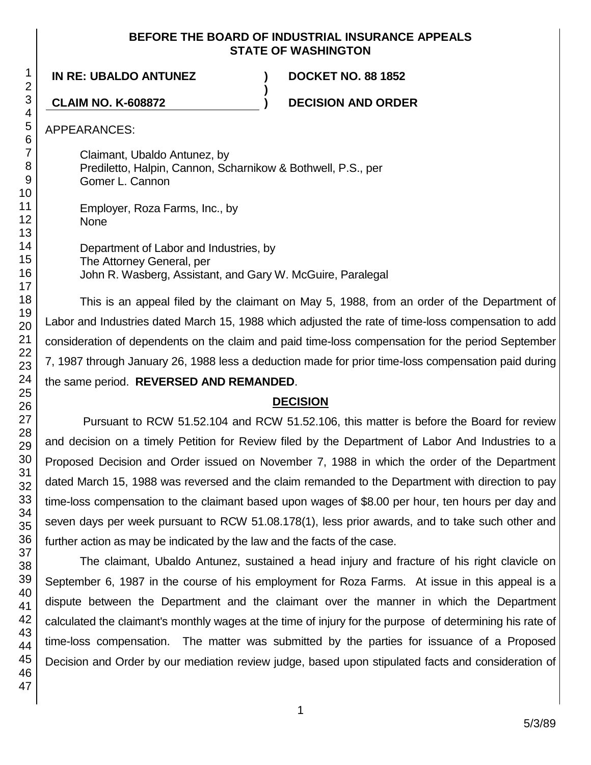**BEFORE THE BOARD OF INDUSTRIAL INSURANCE APPEALS STATE OF WASHINGTON**

| | | |
|---|---|---|
| **IN RE: UBALDO ANTUNEZ** | **)** | **DOCKET NO. 88 1852** |
| | **)** | |
| **CLAIM NO. K-608872** | **)** | **DECISION AND ORDER** |

APPEARANCES:

Claimant, Ubaldo Antunez, by
Prediletto, Halpin, Cannon, Scharnikow & Bothwell, P.S., per
Gomer L. Cannon

Employer, Roza Farms, Inc., by
None

Department of Labor and Industries, by
The Attorney General, per
John R. Wasberg, Assistant, and Gary W. McGuire, Paralegal

This is an appeal filed by the claimant on May 5, 1988, from an order of the Department of Labor and Industries dated March 15, 1988 which adjusted the rate of time-loss compensation to add consideration of dependents on the claim and paid time-loss compensation for the period September 7, 1987 through January 26, 1988 less a deduction made for prior time-loss compensation paid during the same period. **REVERSED AND REMANDED**.

## DECISION

Pursuant to RCW 51.52.104 and RCW 51.52.106, this matter is before the Board for review and decision on a timely Petition for Review filed by the Department of Labor And Industries to a Proposed Decision and Order issued on November 7, 1988 in which the order of the Department dated March 15, 1988 was reversed and the claim remanded to the Department with direction to pay time-loss compensation to the claimant based upon wages of $8.00 per hour, ten hours per day and seven days per week pursuant to RCW 51.08.178(1), less prior awards, and to take such other and further action as may be indicated by the law and the facts of the case.

The claimant, Ubaldo Antunez, sustained a head injury and fracture of his right clavicle on September 6, 1987 in the course of his employment for Roza Farms. At issue in this appeal is a dispute between the Department and the claimant over the manner in which the Department calculated the claimant's monthly wages at the time of injury for the purpose of determining his rate of time-loss compensation. The matter was submitted by the parties for issuance of a Proposed Decision and Order by our mediation review judge, based upon stipulated facts and consideration of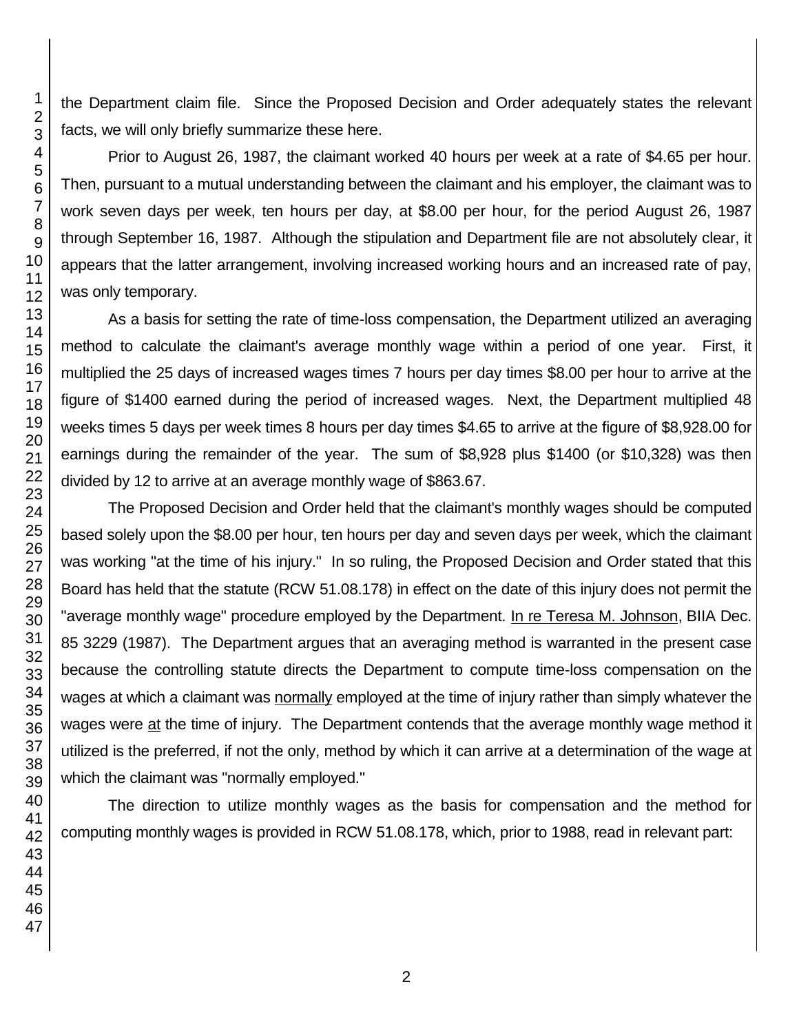the Department claim file. Since the Proposed Decision and Order adequately states the relevant facts, we will only briefly summarize these here.

Prior to August 26, 1987, the claimant worked 40 hours per week at a rate of $4.65 per hour. Then, pursuant to a mutual understanding between the claimant and his employer, the claimant was to work seven days per week, ten hours per day, at $8.00 per hour, for the period August 26, 1987 through September 16, 1987. Although the stipulation and Department file are not absolutely clear, it appears that the latter arrangement, involving increased working hours and an increased rate of pay, was only temporary.

As a basis for setting the rate of time-loss compensation, the Department utilized an averaging method to calculate the claimant's average monthly wage within a period of one year. First, it multiplied the 25 days of increased wages times 7 hours per day times $8.00 per hour to arrive at the figure of $1400 earned during the period of increased wages. Next, the Department multiplied 48 weeks times 5 days per week times 8 hours per day times $4.65 to arrive at the figure of $8,928.00 for earnings during the remainder of the year. The sum of $8,928 plus $1400 (or $10,328) was then divided by 12 to arrive at an average monthly wage of $863.67.

The Proposed Decision and Order held that the claimant's monthly wages should be computed based solely upon the $8.00 per hour, ten hours per day and seven days per week, which the claimant was working "at the time of his injury." In so ruling, the Proposed Decision and Order stated that this Board has held that the statute (RCW 51.08.178) in effect on the date of this injury does not permit the "average monthly wage" procedure employed by the Department. In re Teresa M. Johnson, BIIA Dec. 85 3229 (1987). The Department argues that an averaging method is warranted in the present case because the controlling statute directs the Department to compute time-loss compensation on the wages at which a claimant was normally employed at the time of injury rather than simply whatever the wages were at the time of injury. The Department contends that the average monthly wage method it utilized is the preferred, if not the only, method by which it can arrive at a determination of the wage at which the claimant was "normally employed."

The direction to utilize monthly wages as the basis for compensation and the method for computing monthly wages is provided in RCW 51.08.178, which, prior to 1988, read in relevant part: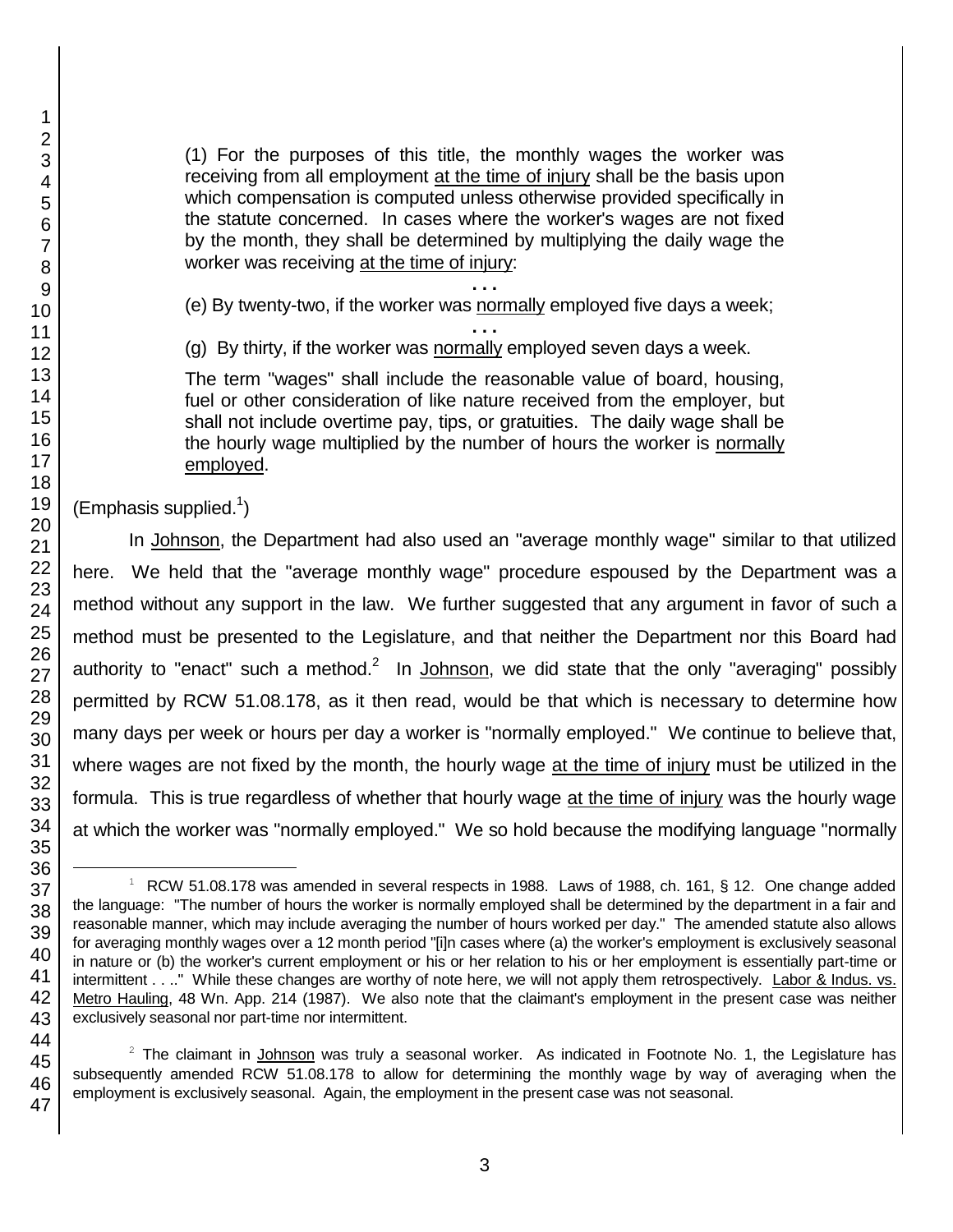> (1) For the purposes of this title, the monthly wages the worker was receiving from all employment at the time of injury shall be the basis upon which compensation is computed unless otherwise provided specifically in the statute concerned. In cases where the worker's wages are not fixed by the month, they shall be determined by multiplying the daily wage the worker was receiving at the time of injury:
>
> . . .
>
> (e) By twenty-two, if the worker was normally employed five days a week;
>
> . . .
>
> (g) By thirty, if the worker was normally employed seven days a week.
>
> The term "wages" shall include the reasonable value of board, housing, fuel or other consideration of like nature received from the employer, but shall not include overtime pay, tips, or gratuities. The daily wage shall be the hourly wage multiplied by the number of hours the worker is normally employed.

(Emphasis supplied.[1])

In Johnson, the Department had also used an "average monthly wage" similar to that utilized here. We held that the "average monthly wage" procedure espoused by the Department was a method without any support in the law. We further suggested that any argument in favor of such a method must be presented to the Legislature, and that neither the Department nor this Board had authority to "enact" such a method.[2] In Johnson, we did state that the only "averaging" possibly permitted by RCW 51.08.178, as it then read, would be that which is necessary to determine how many days per week or hours per day a worker is "normally employed." We continue to believe that, where wages are not fixed by the month, the hourly wage at the time of injury must be utilized in the formula. This is true regardless of whether that hourly wage at the time of injury was the hourly wage at which the worker was "normally employed." We so hold because the modifying language "normally

---

[1] RCW 51.08.178 was amended in several respects in 1988. Laws of 1988, ch. 161, § 12. One change added the language: "The number of hours the worker is normally employed shall be determined by the department in a fair and reasonable manner, which may include averaging the number of hours worked per day." The amended statute also allows for averaging monthly wages over a 12 month period "[i]n cases where (a) the worker's employment is exclusively seasonal in nature or (b) the worker's current employment or his or her relation to his or her employment is essentially part-time or intermittent . . .." While these changes are worthy of note here, we will not apply them retrospectively. Labor & Indus. vs. Metro Hauling, 48 Wn. App. 214 (1987). We also note that the claimant's employment in the present case was neither exclusively seasonal nor part-time nor intermittent.

[2] The claimant in Johnson was truly a seasonal worker. As indicated in Footnote No. 1, the Legislature has subsequently amended RCW 51.08.178 to allow for determining the monthly wage by way of averaging when the employment is exclusively seasonal. Again, the employment in the present case was not seasonal.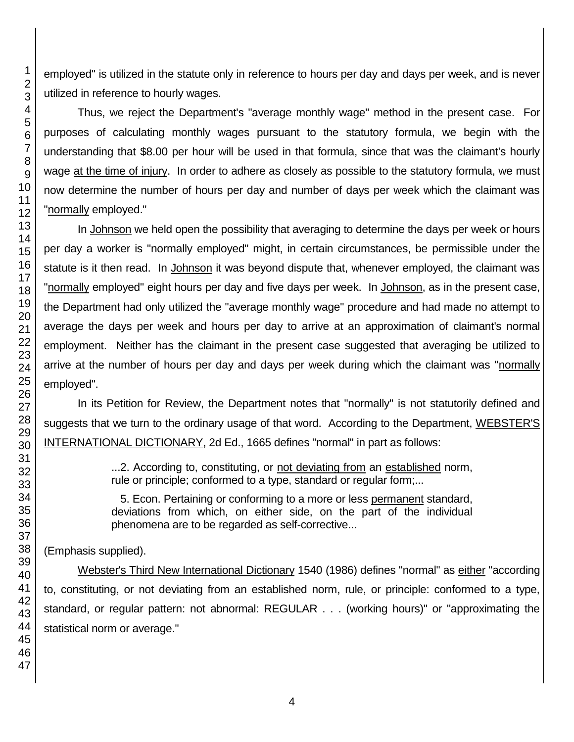employed" is utilized in the statute only in reference to hours per day and days per week, and is never utilized in reference to hourly wages.

Thus, we reject the Department's "average monthly wage" method in the present case. For purposes of calculating monthly wages pursuant to the statutory formula, we begin with the understanding that $8.00 per hour will be used in that formula, since that was the claimant's hourly wage <u>at the time of injury</u>. In order to adhere as closely as possible to the statutory formula, we must now determine the number of hours per day and number of days per week which the claimant was "<u>normally</u> employed."

In <u>Johnson</u> we held open the possibility that averaging to determine the days per week or hours per day a worker is "normally employed" might, in certain circumstances, be permissible under the statute is it then read. In <u>Johnson</u> it was beyond dispute that, whenever employed, the claimant was "<u>normally</u> employed" eight hours per day and five days per week. In <u>Johnson</u>, as in the present case, the Department had only utilized the "average monthly wage" procedure and had made no attempt to average the days per week and hours per day to arrive at an approximation of claimant's normal employment. Neither has the claimant in the present case suggested that averaging be utilized to arrive at the number of hours per day and days per week during which the claimant was "<u>normally</u> employed".

In its Petition for Review, the Department notes that "normally" is not statutorily defined and suggests that we turn to the ordinary usage of that word. According to the Department, <u>WEBSTER'S INTERNATIONAL DICTIONARY</u>, 2d Ed., 1665 defines "normal" in part as follows:

> ...2. According to, constituting, or <u>not deviating from</u> an <u>established</u> norm, rule or principle; conformed to a type, standard or regular form;...
>
> 5. Econ. Pertaining or conforming to a more or less <u>permanent</u> standard, deviations from which, on either side, on the part of the individual phenomena are to be regarded as self-corrective...

(Emphasis supplied).

<u>Webster's Third New International Dictionary</u> 1540 (1986) defines "normal" as <u>either</u> "according to, constituting, or not deviating from an established norm, rule, or principle: conformed to a type, standard, or regular pattern: not abnormal: REGULAR . . . (working hours)" or "approximating the statistical norm or average."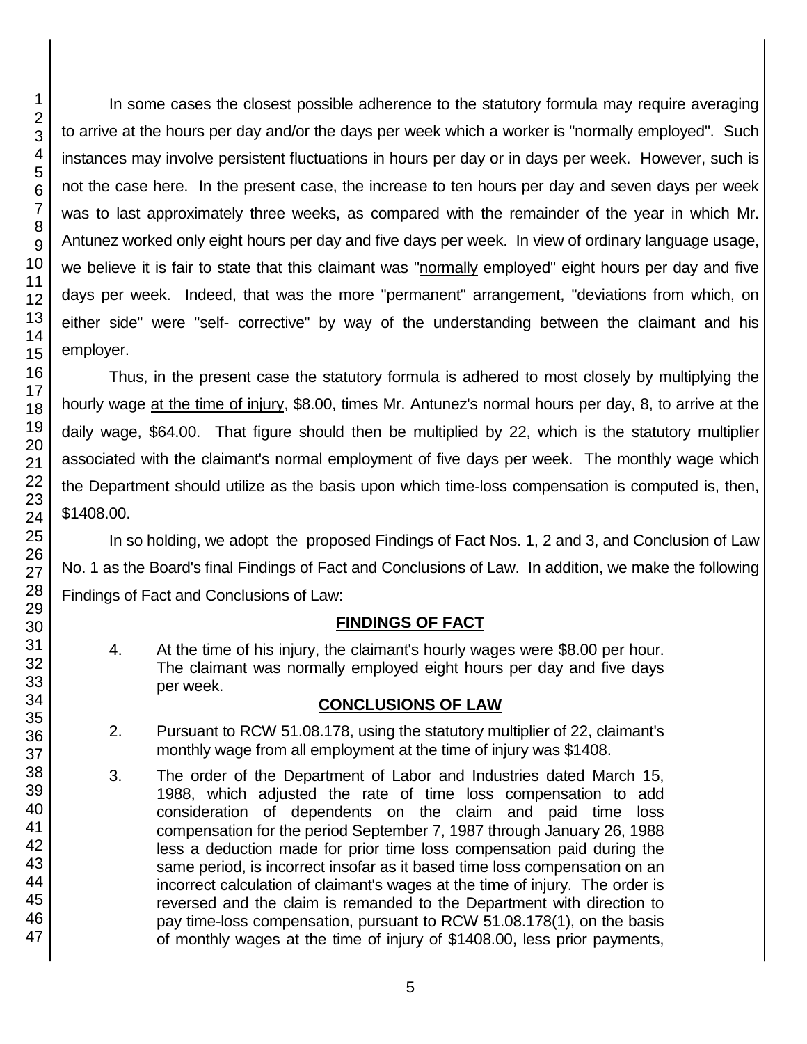In some cases the closest possible adherence to the statutory formula may require averaging to arrive at the hours per day and/or the days per week which a worker is "normally employed". Such instances may involve persistent fluctuations in hours per day or in days per week. However, such is not the case here. In the present case, the increase to ten hours per day and seven days per week was to last approximately three weeks, as compared with the remainder of the year in which Mr. Antunez worked only eight hours per day and five days per week. In view of ordinary language usage, we believe it is fair to state that this claimant was "normally employed" eight hours per day and five days per week. Indeed, that was the more "permanent" arrangement, "deviations from which, on either side" were "self- corrective" by way of the understanding between the claimant and his employer.

Thus, in the present case the statutory formula is adhered to most closely by multiplying the hourly wage at the time of injury, $8.00, times Mr. Antunez's normal hours per day, 8, to arrive at the daily wage, $64.00. That figure should then be multiplied by 22, which is the statutory multiplier associated with the claimant's normal employment of five days per week. The monthly wage which the Department should utilize as the basis upon which time-loss compensation is computed is, then, $1408.00.

In so holding, we adopt the proposed Findings of Fact Nos. 1, 2 and 3, and Conclusion of Law No. 1 as the Board's final Findings of Fact and Conclusions of Law. In addition, we make the following Findings of Fact and Conclusions of Law:

## FINDINGS OF FACT

4. At the time of his injury, the claimant's hourly wages were $8.00 per hour. The claimant was normally employed eight hours per day and five days per week.

## CONCLUSIONS OF LAW

2. Pursuant to RCW 51.08.178, using the statutory multiplier of 22, claimant's monthly wage from all employment at the time of injury was $1408.

3. The order of the Department of Labor and Industries dated March 15, 1988, which adjusted the rate of time loss compensation to add consideration of dependents on the claim and paid time loss compensation for the period September 7, 1987 through January 26, 1988 less a deduction made for prior time loss compensation paid during the same period, is incorrect insofar as it based time loss compensation on an incorrect calculation of claimant's wages at the time of injury. The order is reversed and the claim is remanded to the Department with direction to pay time-loss compensation, pursuant to RCW 51.08.178(1), on the basis of monthly wages at the time of injury of $1408.00, less prior payments,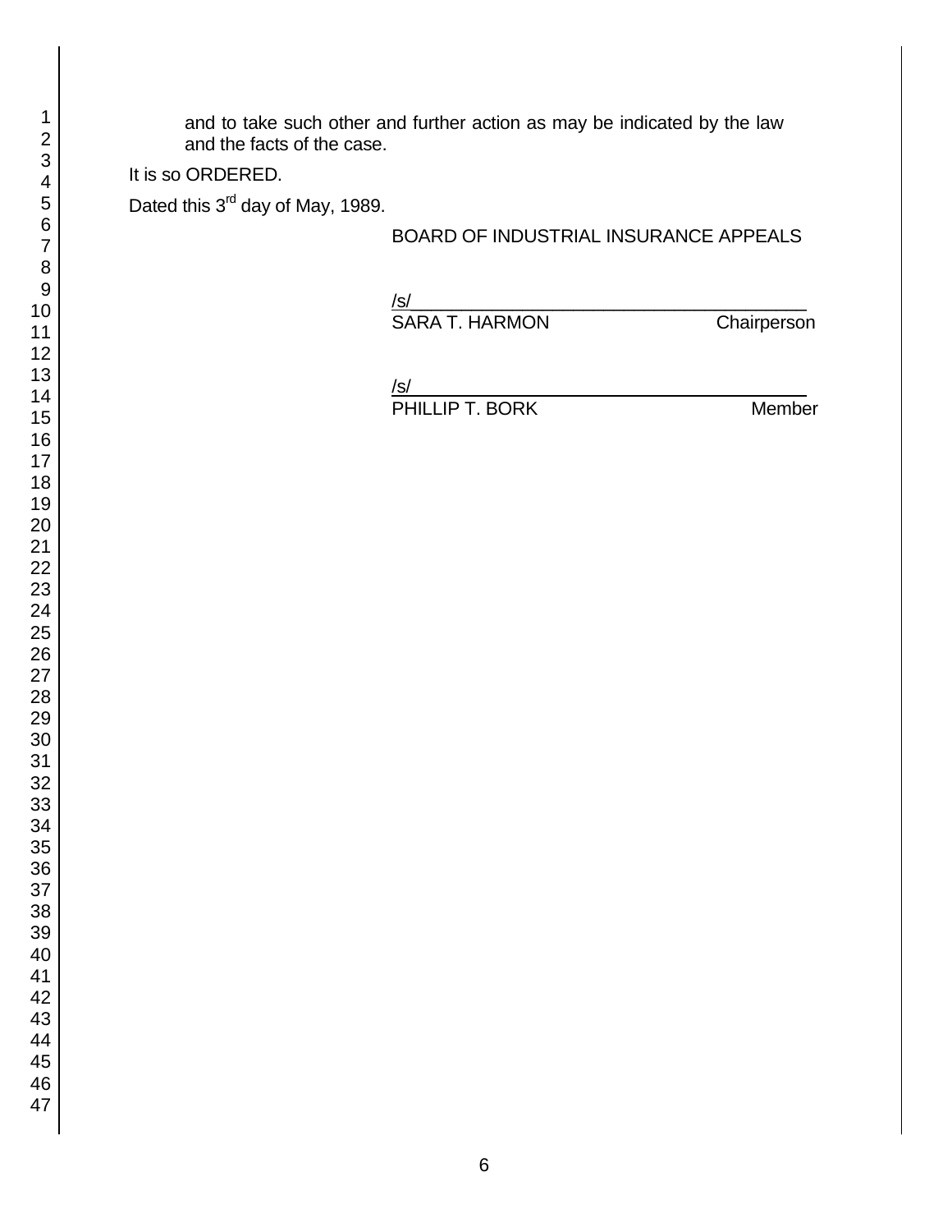and to take such other and further action as may be indicated by the law and the facts of the case.

It is so ORDERED.

Dated this 3rd day of May, 1989.

BOARD OF INDUSTRIAL INSURANCE APPEALS

/s/
SARA T. HARMON Chairperson

/s/
PHILLIP T. BORK Member